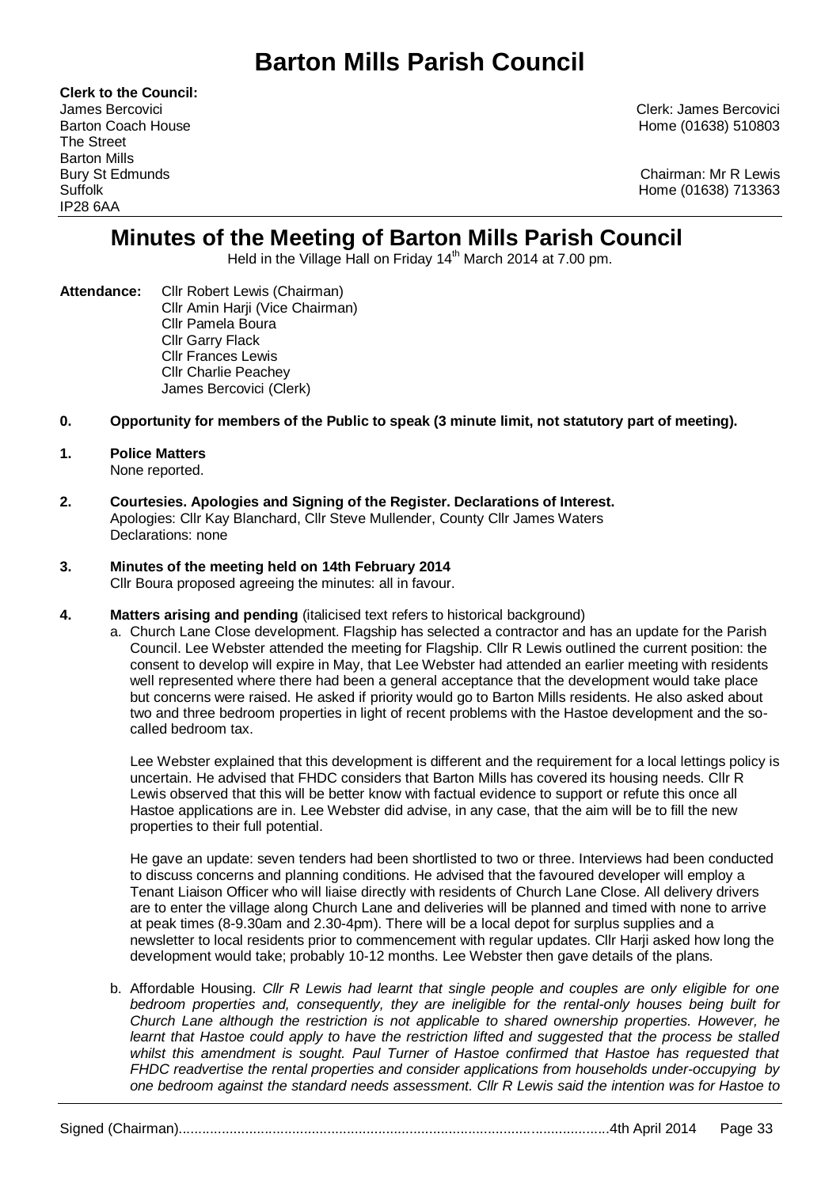# Barton Mills Parish Council

**Clerk to the Council:**
James Bercovici
Barton Coach House
The Street
Barton Mills
Bury St Edmunds
Suffolk
IP28 6AA

Clerk: James Bercovici
Home (01638) 510803

Chairman: Mr R Lewis
Home (01638) 713363

## Minutes of the Meeting of Barton Mills Parish Council

Held in the Village Hall on Friday 14th March 2014 at 7.00 pm.

**Attendance:** Cllr Robert Lewis (Chairman)
Cllr Amin Harji (Vice Chairman)
Cllr Pamela Boura
Cllr Garry Flack
Cllr Frances Lewis
Cllr Charlie Peachey
James Bercovici (Clerk)

**0. Opportunity for members of the Public to speak (3 minute limit, not statutory part of meeting).**

**1. Police Matters**
None reported.

**2. Courtesies. Apologies and Signing of the Register. Declarations of Interest.**
Apologies: Cllr Kay Blanchard, Cllr Steve Mullender, County Cllr James Waters
Declarations: none

**3. Minutes of the meeting held on 14th February 2014**
Cllr Boura proposed agreeing the minutes: all in favour.

**4. Matters arising and pending** (italicised text refers to historical background)

a. Church Lane Close development. Flagship has selected a contractor and has an update for the Parish Council. Lee Webster attended the meeting for Flagship. Cllr R Lewis outlined the current position: the consent to develop will expire in May, that Lee Webster had attended an earlier meeting with residents well represented where there had been a general acceptance that the development would take place but concerns were raised. He asked if priority would go to Barton Mills residents. He also asked about two and three bedroom properties in light of recent problems with the Hastoe development and the so-called bedroom tax.

Lee Webster explained that this development is different and the requirement for a local lettings policy is uncertain. He advised that FHDC considers that Barton Mills has covered its housing needs. Cllr R Lewis observed that this will be better know with factual evidence to support or refute this once all Hastoe applications are in. Lee Webster did advise, in any case, that the aim will be to fill the new properties to their full potential.

He gave an update: seven tenders had been shortlisted to two or three. Interviews had been conducted to discuss concerns and planning conditions. He advised that the favoured developer will employ a Tenant Liaison Officer who will liaise directly with residents of Church Lane Close. All delivery drivers are to enter the village along Church Lane and deliveries will be planned and timed with none to arrive at peak times (8-9.30am and 2.30-4pm). There will be a local depot for surplus supplies and a newsletter to local residents prior to commencement with regular updates. Cllr Harji asked how long the development would take; probably 10-12 months. Lee Webster then gave details of the plans.

b. Affordable Housing. *Cllr R Lewis had learnt that single people and couples are only eligible for one bedroom properties and, consequently, they are ineligible for the rental-only houses being built for Church Lane although the restriction is not applicable to shared ownership properties. However, he learnt that Hastoe could apply to have the restriction lifted and suggested that the process be stalled whilst this amendment is sought. Paul Turner of Hastoe confirmed that Hastoe has requested that FHDC readvertise the rental properties and consider applications from households under-occupying by one bedroom against the standard needs assessment. Cllr R Lewis said the intention was for Hastoe to*

Signed (Chairman)............................................................................................................4th April 2014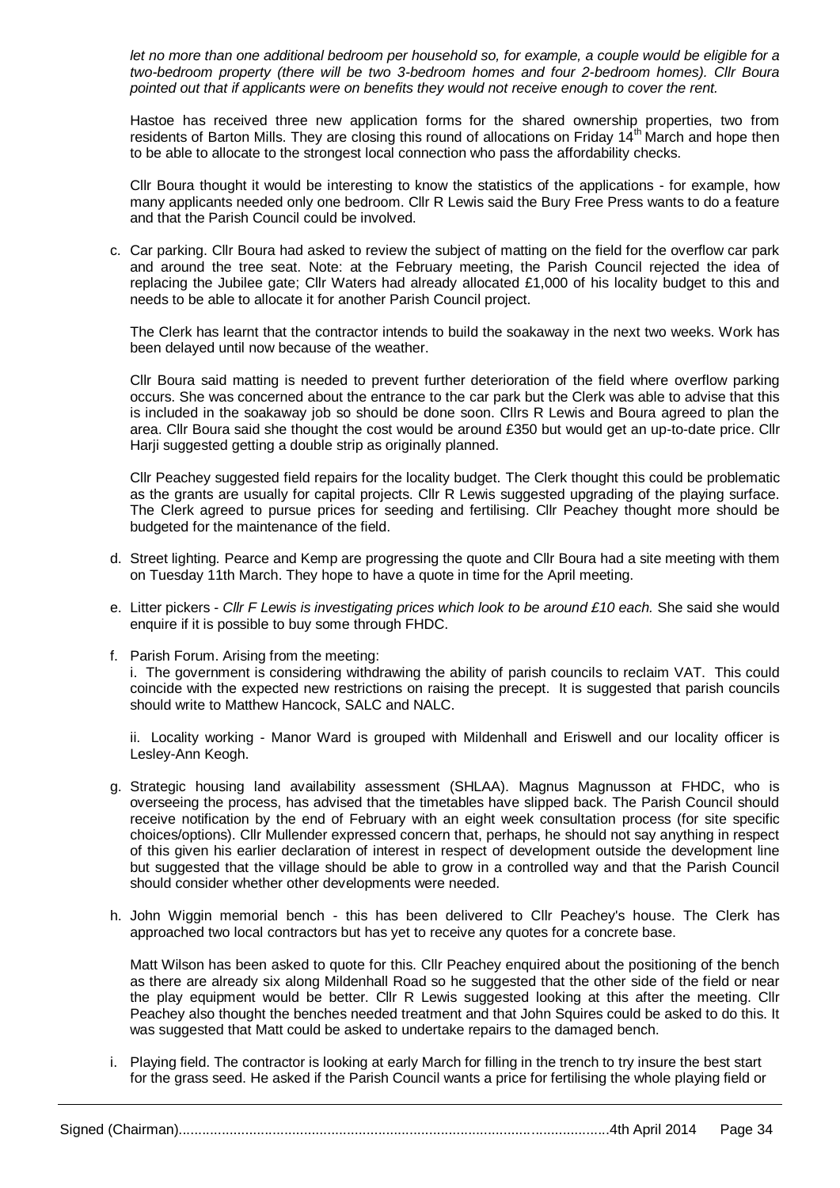*let no more than one additional bedroom per household so, for example, a couple would be eligible for a two-bedroom property (there will be two 3-bedroom homes and four 2-bedroom homes). Cllr Boura pointed out that if applicants were on benefits they would not receive enough to cover the rent.*

Hastoe has received three new application forms for the shared ownership properties, two from residents of Barton Mills. They are closing this round of allocations on Friday 14th March and hope then to be able to allocate to the strongest local connection who pass the affordability checks.

Cllr Boura thought it would be interesting to know the statistics of the applications - for example, how many applicants needed only one bedroom. Cllr R Lewis said the Bury Free Press wants to do a feature and that the Parish Council could be involved.

c. Car parking. Cllr Boura had asked to review the subject of matting on the field for the overflow car park and around the tree seat. Note: at the February meeting, the Parish Council rejected the idea of replacing the Jubilee gate; Cllr Waters had already allocated £1,000 of his locality budget to this and needs to be able to allocate it for another Parish Council project.

   The Clerk has learnt that the contractor intends to build the soakaway in the next two weeks. Work has been delayed until now because of the weather.

   Cllr Boura said matting is needed to prevent further deterioration of the field where overflow parking occurs. She was concerned about the entrance to the car park but the Clerk was able to advise that this is included in the soakaway job so should be done soon. Cllrs R Lewis and Boura agreed to plan the area. Cllr Boura said she thought the cost would be around £350 but would get an up-to-date price. Cllr Harji suggested getting a double strip as originally planned.

   Cllr Peachey suggested field repairs for the locality budget. The Clerk thought this could be problematic as the grants are usually for capital projects. Cllr R Lewis suggested upgrading of the playing surface. The Clerk agreed to pursue prices for seeding and fertilising. Cllr Peachey thought more should be budgeted for the maintenance of the field.

d. Street lighting. Pearce and Kemp are progressing the quote and Cllr Boura had a site meeting with them on Tuesday 11th March. They hope to have a quote in time for the April meeting.

e. Litter pickers - *Cllr F Lewis is investigating prices which look to be around £10 each.* She said she would enquire if it is possible to buy some through FHDC.

f. Parish Forum. Arising from the meeting:

   i. The government is considering withdrawing the ability of parish councils to reclaim VAT. This could coincide with the expected new restrictions on raising the precept. It is suggested that parish councils should write to Matthew Hancock, SALC and NALC.

   ii. Locality working - Manor Ward is grouped with Mildenhall and Eriswell and our locality officer is Lesley-Ann Keogh.

g. Strategic housing land availability assessment (SHLAA). Magnus Magnusson at FHDC, who is overseeing the process, has advised that the timetables have slipped back. The Parish Council should receive notification by the end of February with an eight week consultation process (for site specific choices/options). Cllr Mullender expressed concern that, perhaps, he should not say anything in respect of this given his earlier declaration of interest in respect of development outside the development line but suggested that the village should be able to grow in a controlled way and that the Parish Council should consider whether other developments were needed.

h. John Wiggin memorial bench - this has been delivered to Cllr Peachey's house. The Clerk has approached two local contractors but has yet to receive any quotes for a concrete base.

   Matt Wilson has been asked to quote for this. Cllr Peachey enquired about the positioning of the bench as there are already six along Mildenhall Road so he suggested that the other side of the field or near the play equipment would be better. Cllr R Lewis suggested looking at this after the meeting. Cllr Peachey also thought the benches needed treatment and that John Squires could be asked to do this. It was suggested that Matt could be asked to undertake repairs to the damaged bench.

i. Playing field. The contractor is looking at early March for filling in the trench to try insure the best start for the grass seed. He asked if the Parish Council wants a price for fertilising the whole playing field or

Signed (Chairman)..............................................................................................................4th April 2014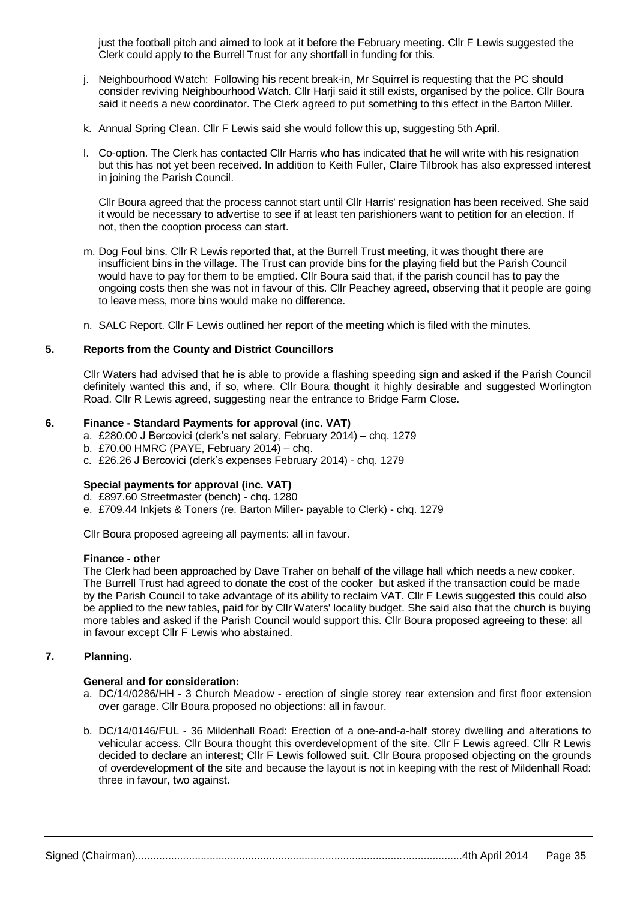just the football pitch and aimed to look at it before the February meeting. Cllr F Lewis suggested the Clerk could apply to the Burrell Trust for any shortfall in funding for this.

j. Neighbourhood Watch: Following his recent break-in, Mr Squirrel is requesting that the PC should consider reviving Neighbourhood Watch. Cllr Harji said it still exists, organised by the police. Cllr Boura said it needs a new coordinator. The Clerk agreed to put something to this effect in the Barton Miller.

k. Annual Spring Clean. Cllr F Lewis said she would follow this up, suggesting 5th April.

l. Co-option. The Clerk has contacted Cllr Harris who has indicated that he will write with his resignation but this has not yet been received. In addition to Keith Fuller, Claire Tilbrook has also expressed interest in joining the Parish Council.

   Cllr Boura agreed that the process cannot start until Cllr Harris' resignation has been received. She said it would be necessary to advertise to see if at least ten parishioners want to petition for an election. If not, then the cooption process can start.

m. Dog Foul bins. Cllr R Lewis reported that, at the Burrell Trust meeting, it was thought there are insufficient bins in the village. The Trust can provide bins for the playing field but the Parish Council would have to pay for them to be emptied. Cllr Boura said that, if the parish council has to pay the ongoing costs then she was not in favour of this. Cllr Peachey agreed, observing that it people are going to leave mess, more bins would make no difference.

n. SALC Report. Cllr F Lewis outlined her report of the meeting which is filed with the minutes.

## 5. Reports from the County and District Councillors

Cllr Waters had advised that he is able to provide a flashing speeding sign and asked if the Parish Council definitely wanted this and, if so, where. Cllr Boura thought it highly desirable and suggested Worlington Road. Cllr R Lewis agreed, suggesting near the entrance to Bridge Farm Close.

## 6. Finance - Standard Payments for approval (inc. VAT)

a. £280.00 J Bercovici (clerk's net salary, February 2014) – chq. 1279
b. £70.00 HMRC (PAYE, February 2014) – chq.
c. £26.26 J Bercovici (clerk's expenses February 2014) - chq. 1279

**Special payments for approval (inc. VAT)**

d. £897.60 Streetmaster (bench) - chq. 1280
e. £709.44 Inkjets & Toners (re. Barton Miller- payable to Clerk) - chq. 1279

Cllr Boura proposed agreeing all payments: all in favour.

**Finance - other**

The Clerk had been approached by Dave Traher on behalf of the village hall which needs a new cooker. The Burrell Trust had agreed to donate the cost of the cooker but asked if the transaction could be made by the Parish Council to take advantage of its ability to reclaim VAT. Cllr F Lewis suggested this could also be applied to the new tables, paid for by Cllr Waters' locality budget. She said also that the church is buying more tables and asked if the Parish Council would support this. Cllr Boura proposed agreeing to these: all in favour except Cllr F Lewis who abstained.

## 7. Planning.

**General and for consideration:**

a. DC/14/0286/HH - 3 Church Meadow - erection of single storey rear extension and first floor extension over garage. Cllr Boura proposed no objections: all in favour.

b. DC/14/0146/FUL - 36 Mildenhall Road: Erection of a one-and-a-half storey dwelling and alterations to vehicular access. Cllr Boura thought this overdevelopment of the site. Cllr F Lewis agreed. Cllr R Lewis decided to declare an interest; Cllr F Lewis followed suit. Cllr Boura proposed objecting on the grounds of overdevelopment of the site and because the layout is not in keeping with the rest of Mildenhall Road: three in favour, two against.

Signed (Chairman)............................................................................................................4th April 2014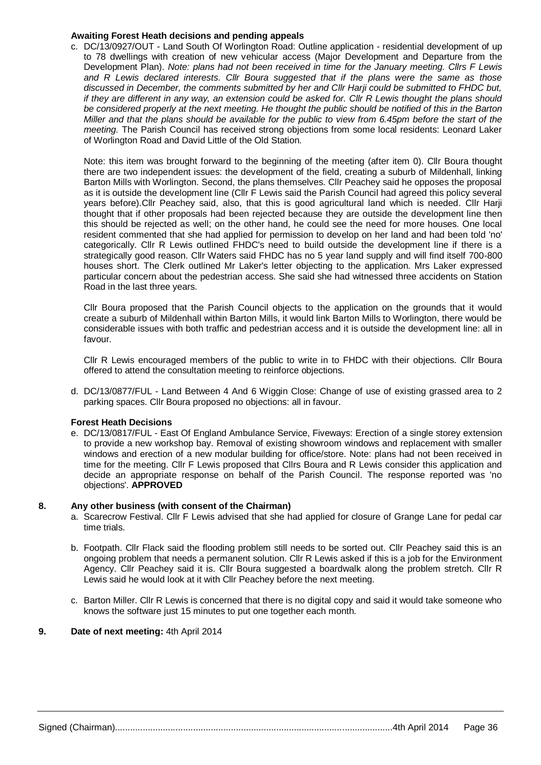**Awaiting Forest Heath decisions and pending appeals**

c. DC/13/0927/OUT - Land South Of Worlington Road: Outline application - residential development of up to 78 dwellings with creation of new vehicular access (Major Development and Departure from the Development Plan). *Note: plans had not been received in time for the January meeting. Cllrs F Lewis and R Lewis declared interests. Cllr Boura suggested that if the plans were the same as those discussed in December, the comments submitted by her and Cllr Harji could be submitted to FHDC but, if they are different in any way, an extension could be asked for. Cllr R Lewis thought the plans should be considered properly at the next meeting. He thought the public should be notified of this in the Barton Miller and that the plans should be available for the public to view from 6.45pm before the start of the meeting.* The Parish Council has received strong objections from some local residents: Leonard Laker of Worlington Road and David Little of the Old Station.

   Note: this item was brought forward to the beginning of the meeting (after item 0). Cllr Boura thought there are two independent issues: the development of the field, creating a suburb of Mildenhall, linking Barton Mills with Worlington. Second, the plans themselves. Cllr Peachey said he opposes the proposal as it is outside the development line (Cllr F Lewis said the Parish Council had agreed this policy several years before).Cllr Peachey said, also, that this is good agricultural land which is needed. Cllr Harji thought that if other proposals had been rejected because they are outside the development line then this should be rejected as well; on the other hand, he could see the need for more houses. One local resident commented that she had applied for permission to develop on her land and had been told 'no' categorically. Cllr R Lewis outlined FHDC's need to build outside the development line if there is a strategically good reason. Cllr Waters said FHDC has no 5 year land supply and will find itself 700-800 houses short. The Clerk outlined Mr Laker's letter objecting to the application. Mrs Laker expressed particular concern about the pedestrian access. She said she had witnessed three accidents on Station Road in the last three years.

   Cllr Boura proposed that the Parish Council objects to the application on the grounds that it would create a suburb of Mildenhall within Barton Mills, it would link Barton Mills to Worlington, there would be considerable issues with both traffic and pedestrian access and it is outside the development line: all in favour.

   Cllr R Lewis encouraged members of the public to write in to FHDC with their objections. Cllr Boura offered to attend the consultation meeting to reinforce objections.

d. DC/13/0877/FUL - Land Between 4 And 6 Wiggin Close: Change of use of existing grassed area to 2 parking spaces. Cllr Boura proposed no objections: all in favour.

**Forest Heath Decisions**

e. DC/13/0817/FUL - East Of England Ambulance Service, Fiveways: Erection of a single storey extension to provide a new workshop bay. Removal of existing showroom windows and replacement with smaller windows and erection of a new modular building for office/store. Note: plans had not been received in time for the meeting. Cllr F Lewis proposed that Cllrs Boura and R Lewis consider this application and decide an appropriate response on behalf of the Parish Council. The response reported was 'no objections'. **APPROVED**

**8. Any other business (with consent of the Chairman)**

a. Scarecrow Festival. Cllr F Lewis advised that she had applied for closure of Grange Lane for pedal car time trials.

b. Footpath. Cllr Flack said the flooding problem still needs to be sorted out. Cllr Peachey said this is an ongoing problem that needs a permanent solution. Cllr R Lewis asked if this is a job for the Environment Agency. Cllr Peachey said it is. Cllr Boura suggested a boardwalk along the problem stretch. Cllr R Lewis said he would look at it with Cllr Peachey before the next meeting.

c. Barton Miller. Cllr R Lewis is concerned that there is no digital copy and said it would take someone who knows the software just 15 minutes to put one together each month.

**9. Date of next meeting:** 4th April 2014

Signed (Chairman).............................................................................................................4th April 2014